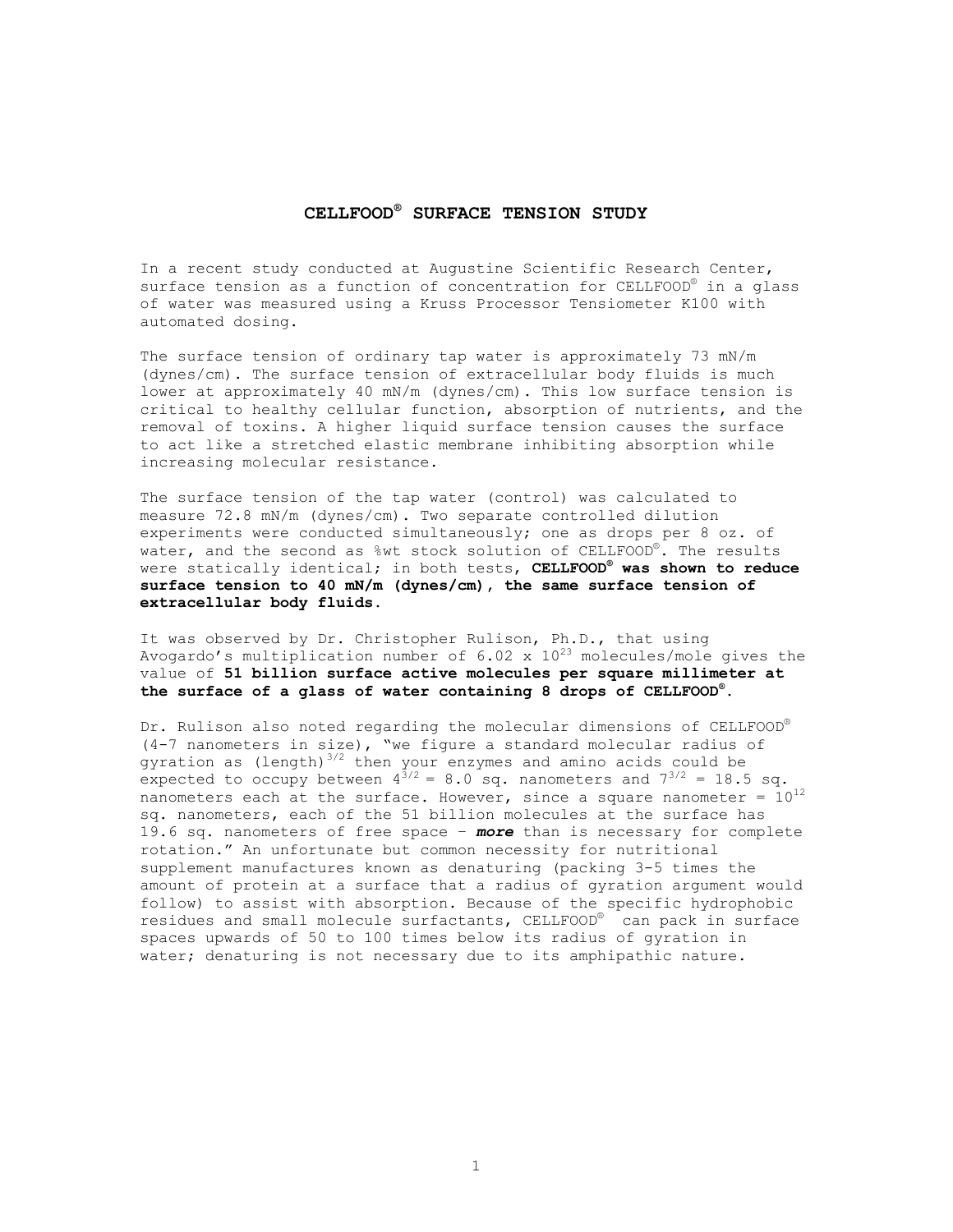# CELLFOOD® SURFACE TENSION STUDY

In a recent study conducted at Augustine Scientific Research Center, surface tension as a function of concentration for CELLFOOD® in a glass of water was measured using a Kruss Processor Tensiometer K100 with automated dosing.

The surface tension of ordinary tap water is approximately 73 mN/m (dynes/cm). The surface tension of extracellular body fluids is much lower at approximately 40 mN/m (dynes/cm). This low surface tension is critical to healthy cellular function, absorption of nutrients, and the removal of toxins. A higher liquid surface tension causes the surface to act like a stretched elastic membrane inhibiting absorption while increasing molecular resistance.

The surface tension of the tap water (control) was calculated to measure 72.8 mN/m (dynes/cm). Two separate controlled dilution experiments were conducted simultaneously; one as drops per 8 oz. of water, and the second as %wt stock solution of CELLFOOD®. The results were statically identical; in both tests, **CELLFOOD® was shown to reduce surface tension to 40 mN/m (dynes/cm), the same surface tension of extracellular body fluids.**

It was observed by Dr. Christopher Rulison, Ph.D., that using Avogardo's multiplication number of $6.02 \times 10^{23}$ molecules/mole gives the value of **51 billion surface active molecules per square millimeter at the surface of a glass of water containing 8 drops of CELLFOOD®.**

Dr. Rulison also noted regarding the molecular dimensions of CELLFOOD® (4-7 nanometers in size), "we figure a standard molecular radius of gyration as $(\text{length})^{3/2}$ then your enzymes and amino acids could be expected to occupy between $4^{3/2} = 8.0$ sq. nanometers and $7^{3/2} = 18.5$ sq. nanometers each at the surface. However, since a square nanometer = $10^{12}$ sq. nanometers, each of the 51 billion molecules at the surface has 19.6 sq. nanometers of free space – ***more*** than is necessary for complete rotation." An unfortunate but common necessity for nutritional supplement manufactures known as denaturing (packing 3-5 times the amount of protein at a surface that a radius of gyration argument would follow) to assist with absorption. Because of the specific hydrophobic residues and small molecule surfactants, CELLFOOD® can pack in surface spaces upwards of 50 to 100 times below its radius of gyration in water; denaturing is not necessary due to its amphipathic nature.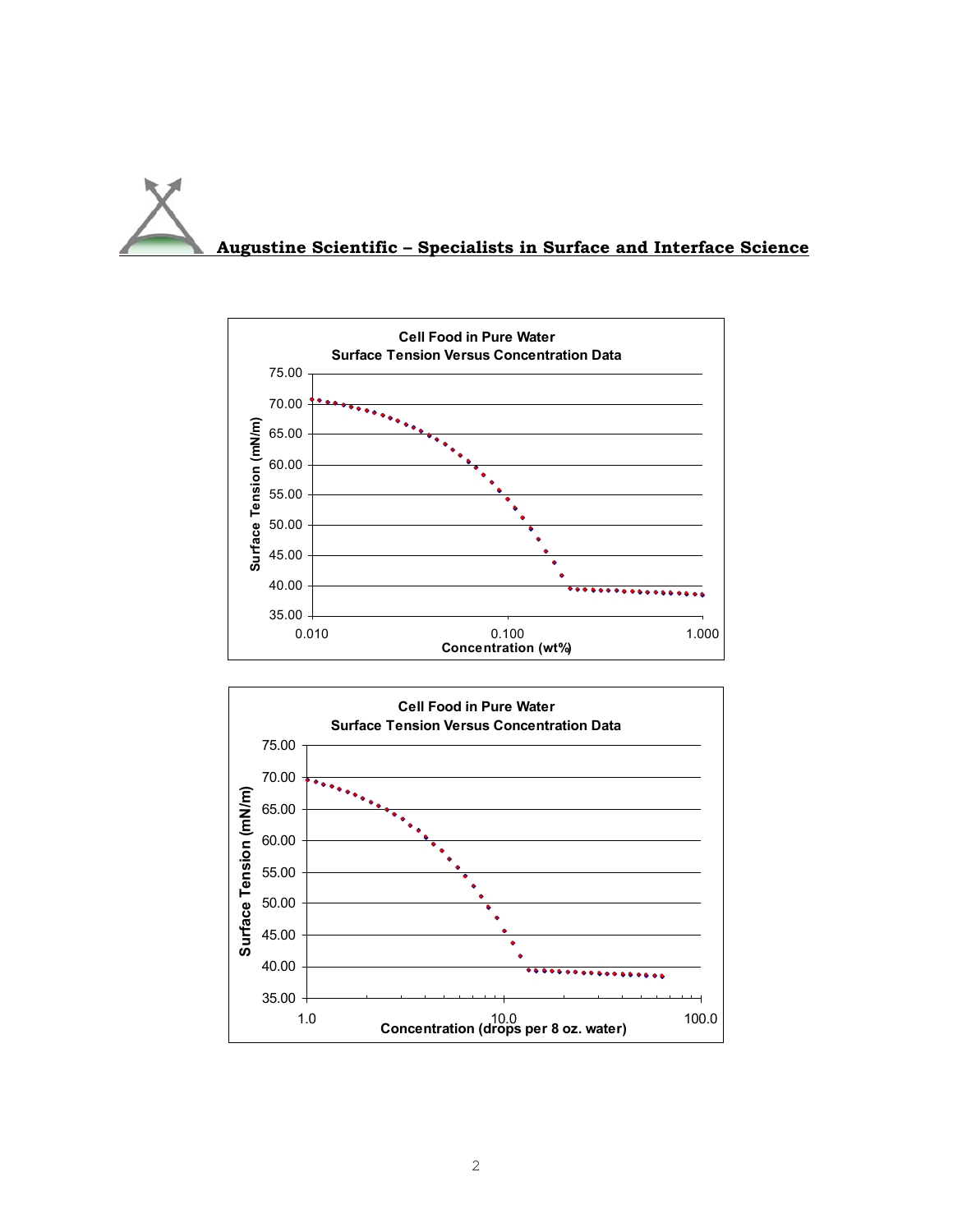**Cell Food in Pure Water**
**Surface Tension Versus Concentration Data**

Surface Tension (mN/m) vs. Concentration (wt%)

**Cell Food in Pure Water**
**Surface Tension Versus Concentration Data**

Surface Tension (mN/m) vs. Concentration (drops per 8 oz. water)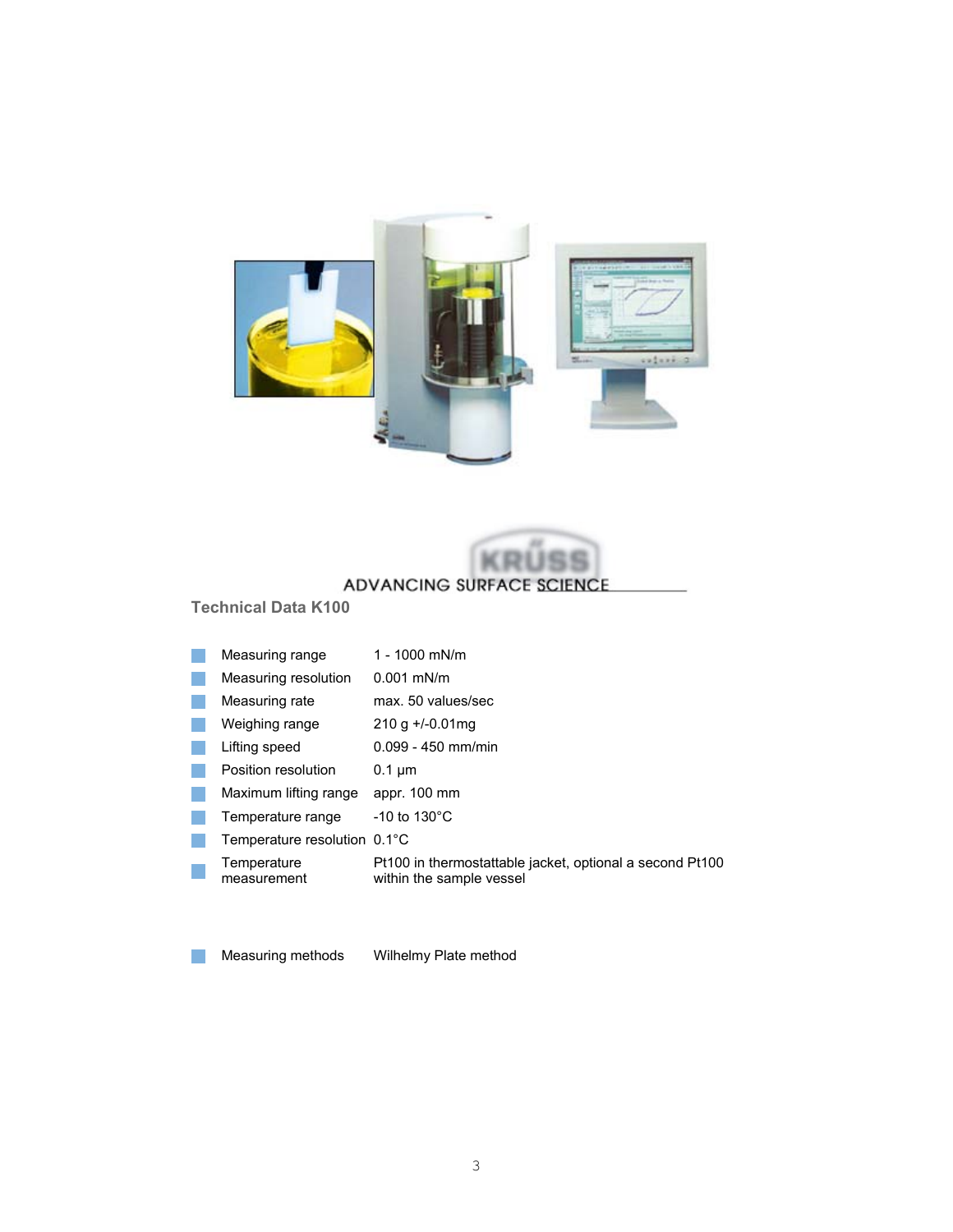ADVANCING SURFACE SCIENCE

## Technical Data K100

| | |
|---|---|
| Measuring range | 1 - 1000 mN/m |
| Measuring resolution | 0.001 mN/m |
| Measuring rate | max. 50 values/sec |
| Weighing range | 210 g +/-0.01mg |
| Lifting speed | 0.099 - 450 mm/min |
| Position resolution | 0.1 µm |
| Maximum lifting range | appr. 100 mm |
| Temperature range | -10 to 130°C |
| Temperature resolution | 0.1°C |
| Temperature measurement | Pt100 in thermostattable jacket, optional a second Pt100 within the sample vessel |

| | |
|---|---|
| Measuring methods | Wilhelmy Plate method |